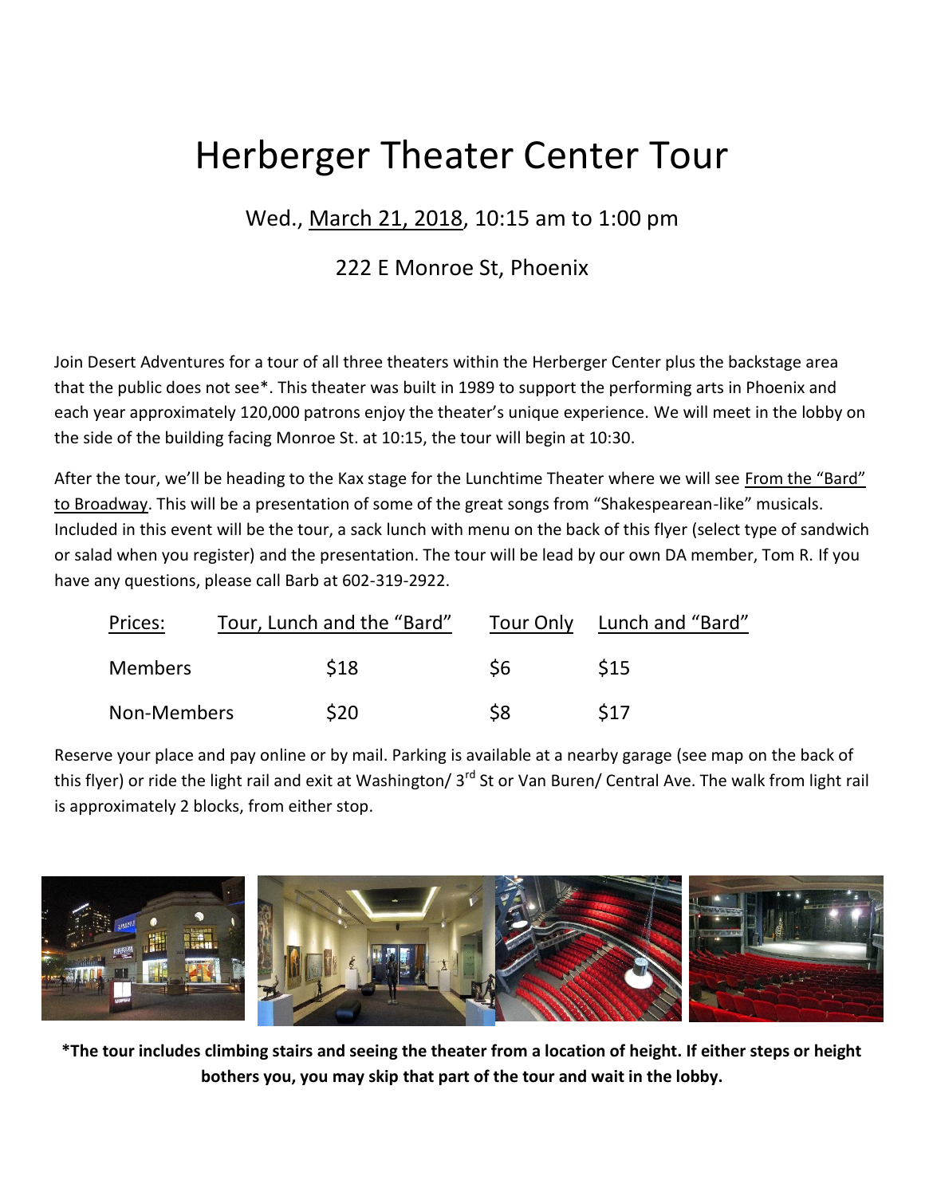# Herberger Theater Center Tour

Wed., March 21, 2018, 10:15 am to 1:00 pm

222 E Monroe St, Phoenix

Join Desert Adventures for a tour of all three theaters within the Herberger Center plus the backstage area that the public does not see*. This theater was built in 1989 to support the performing arts in Phoenix and each year approximately 120,000 patrons enjoy the theater's unique experience. We will meet in the lobby on the side of the building facing Monroe St. at 10:15, the tour will begin at 10:30.

After the tour, we'll be heading to the Kax stage for the Lunchtime Theater where we will see From the "Bard" to Broadway. This will be a presentation of some of the great songs from "Shakespearean-like" musicals. Included in this event will be the tour, a sack lunch with menu on the back of this flyer (select type of sandwich or salad when you register) and the presentation. The tour will be lead by our own DA member, Tom R. If you have any questions, please call Barb at 602-319-2922.

| Prices: | Tour, Lunch and the "Bard" | Tour Only | Lunch and "Bard" |
|---|---|---|---|
| Members | $18 | $6 | $15 |
| Non-Members | $20 | $8 | $17 |

Reserve your place and pay online or by mail. Parking is available at a nearby garage (see map on the back of this flyer) or ride the light rail and exit at Washington/ 3rd St or Van Buren/ Central Ave. The walk from light rail is approximately 2 blocks, from either stop.

**\*The tour includes climbing stairs and seeing the theater from a location of height. If either steps or height bothers you, you may skip that part of the tour and wait in the lobby.**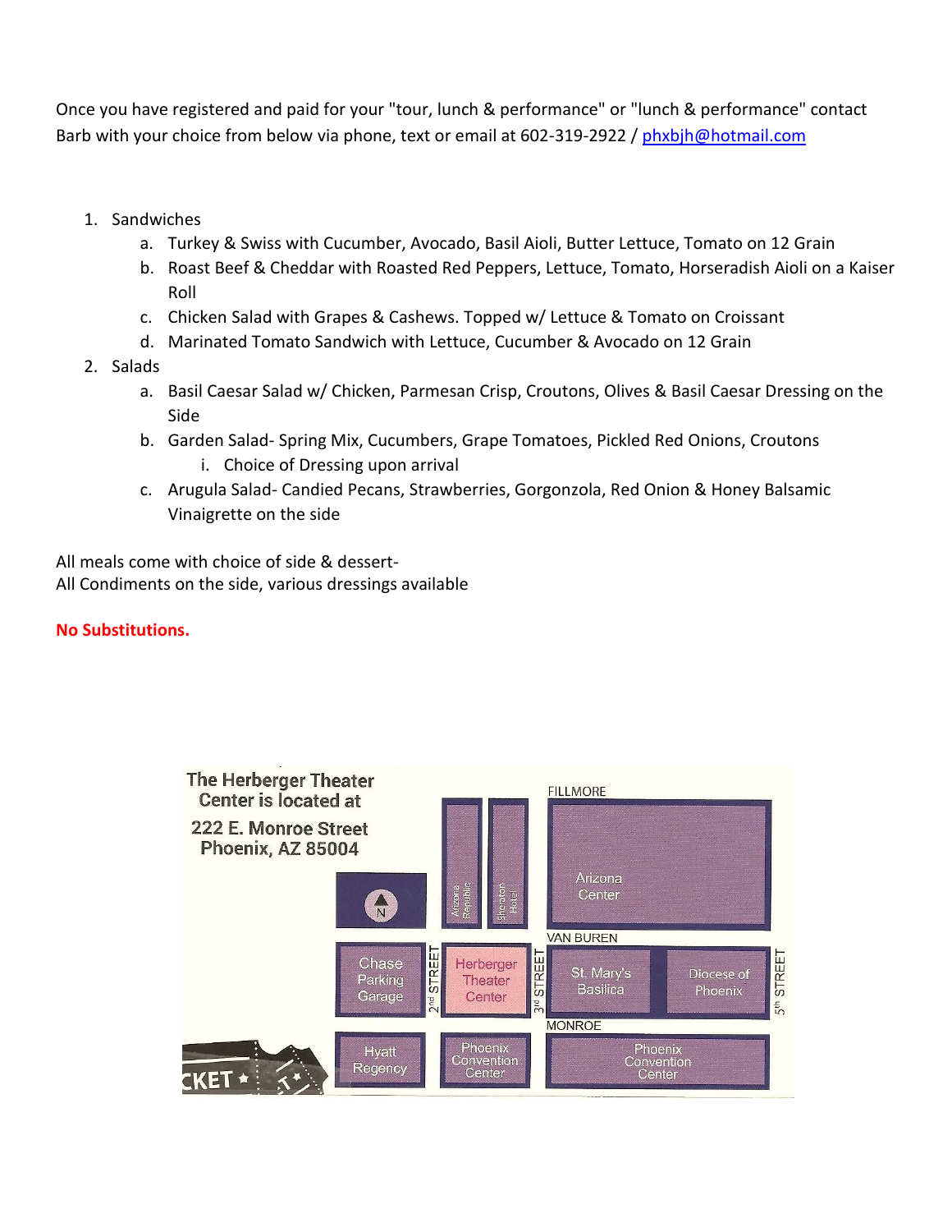Once you have registered and paid for your "tour, lunch & performance" or "lunch & performance" contact Barb with your choice from below via phone, text or email at 602-319-2922 / phxbjh@hotmail.com

1. Sandwiches
   a. Turkey & Swiss with Cucumber, Avocado, Basil Aioli, Butter Lettuce, Tomato on 12 Grain
   b. Roast Beef & Cheddar with Roasted Red Peppers, Lettuce, Tomato, Horseradish Aioli on a Kaiser Roll
   c. Chicken Salad with Grapes & Cashews. Topped w/ Lettuce & Tomato on Croissant
   d. Marinated Tomato Sandwich with Lettuce, Cucumber & Avocado on 12 Grain
2. Salads
   a. Basil Caesar Salad w/ Chicken, Parmesan Crisp, Croutons, Olives & Basil Caesar Dressing on the Side
   b. Garden Salad- Spring Mix, Cucumbers, Grape Tomatoes, Pickled Red Onions, Croutons
      i. Choice of Dressing upon arrival
   c. Arugula Salad- Candied Pecans, Strawberries, Gorgonzola, Red Onion & Honey Balsamic Vinaigrette on the side

All meals come with choice of side & dessert-
All Condiments on the side, various dressings available

**No Substitutions.**

The Herberger Theater Center is located at
222 E. Monroe Street
Phoenix, AZ 85004

FILLMORE
Arizona Republic
Sheraton Hotel
Arizona Center
N
VAN BUREN
Chase Parking Garage
2nd STREET
Herberger Theater Center
3rd STREET
St. Mary's Basilica
Diocese of Phoenix
5th STREET
MONROE
Hyatt Regency
Phoenix Convention Center
Phoenix Convention Center